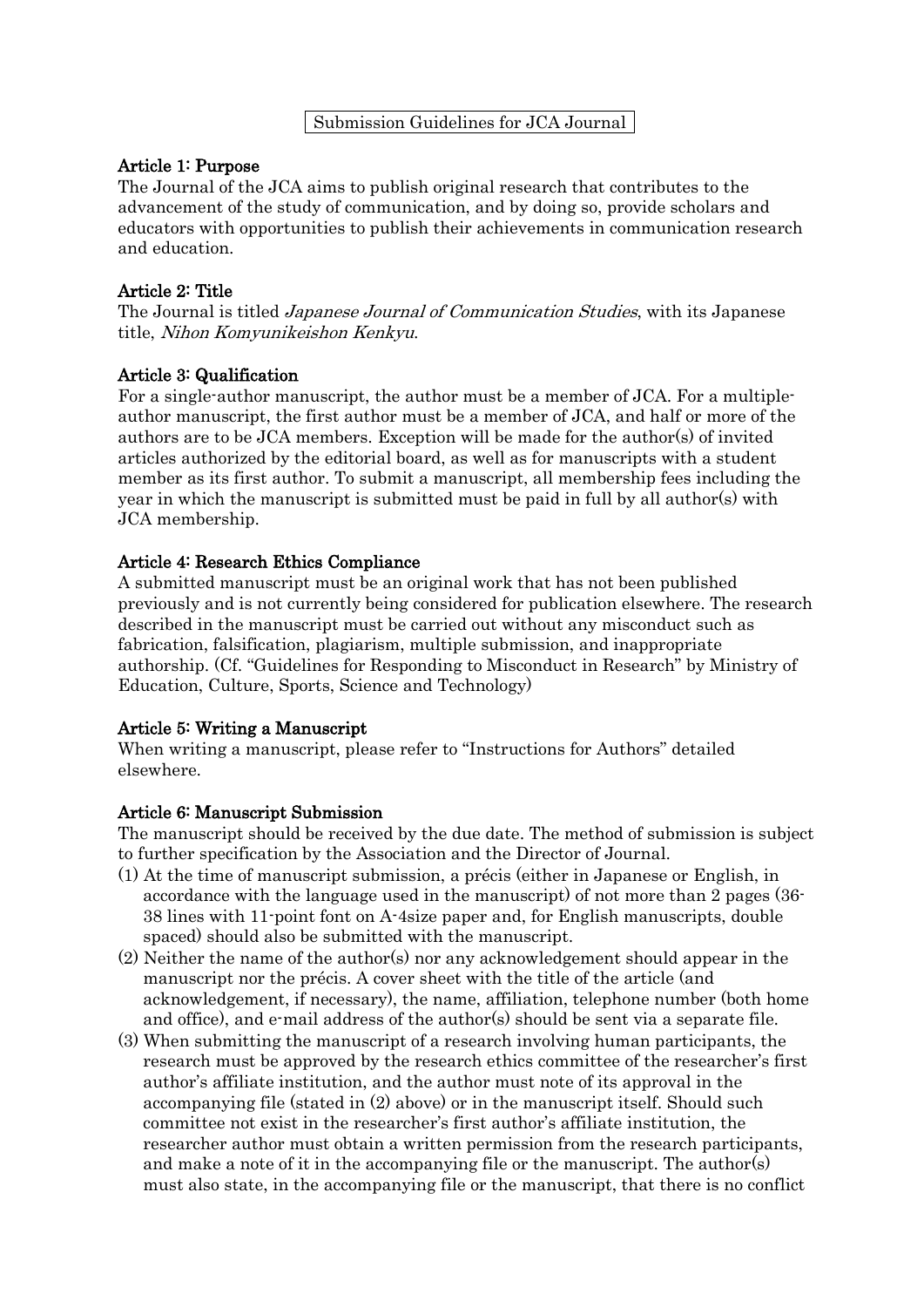# Submission Guidelines for JCA Journal

## Article 1: Purpose

The Journal of the JCA aims to publish original research that contributes to the advancement of the study of communication, and by doing so, provide scholars and educators with opportunities to publish their achievements in communication research and education.

## Article 2: Title

The Journal is titled *Japanese Journal of Communication Studies*, with its Japanese title, *Nihon Komyunikeishon Kenkyu*.

## Article 3: Qualification

For a single-author manuscript, the author must be a member of JCA. For a multiple-author manuscript, the first author must be a member of JCA, and half or more of the authors are to be JCA members. Exception will be made for the author(s) of invited articles authorized by the editorial board, as well as for manuscripts with a student member as its first author. To submit a manuscript, all membership fees including the year in which the manuscript is submitted must be paid in full by all author(s) with JCA membership.

## Article 4: Research Ethics Compliance

A submitted manuscript must be an original work that has not been published previously and is not currently being considered for publication elsewhere. The research described in the manuscript must be carried out without any misconduct such as fabrication, falsification, plagiarism, multiple submission, and inappropriate authorship. (Cf. "Guidelines for Responding to Misconduct in Research" by Ministry of Education, Culture, Sports, Science and Technology)

## Article 5: Writing a Manuscript

When writing a manuscript, please refer to "Instructions for Authors" detailed elsewhere.

## Article 6: Manuscript Submission

The manuscript should be received by the due date. The method of submission is subject to further specification by the Association and the Director of Journal.

(1) At the time of manuscript submission, a précis (either in Japanese or English, in accordance with the language used in the manuscript) of not more than 2 pages (36-38 lines with 11-point font on A-4size paper and, for English manuscripts, double spaced) should also be submitted with the manuscript.

(2) Neither the name of the author(s) nor any acknowledgement should appear in the manuscript nor the précis. A cover sheet with the title of the article (and acknowledgement, if necessary), the name, affiliation, telephone number (both home and office), and e-mail address of the author(s) should be sent via a separate file.

(3) When submitting the manuscript of a research involving human participants, the research must be approved by the research ethics committee of the researcher's first author's affiliate institution, and the author must note of its approval in the accompanying file (stated in (2) above) or in the manuscript itself. Should such committee not exist in the researcher's first author's affiliate institution, the researcher author must obtain a written permission from the research participants, and make a note of it in the accompanying file or the manuscript. The author(s) must also state, in the accompanying file or the manuscript, that there is no conflict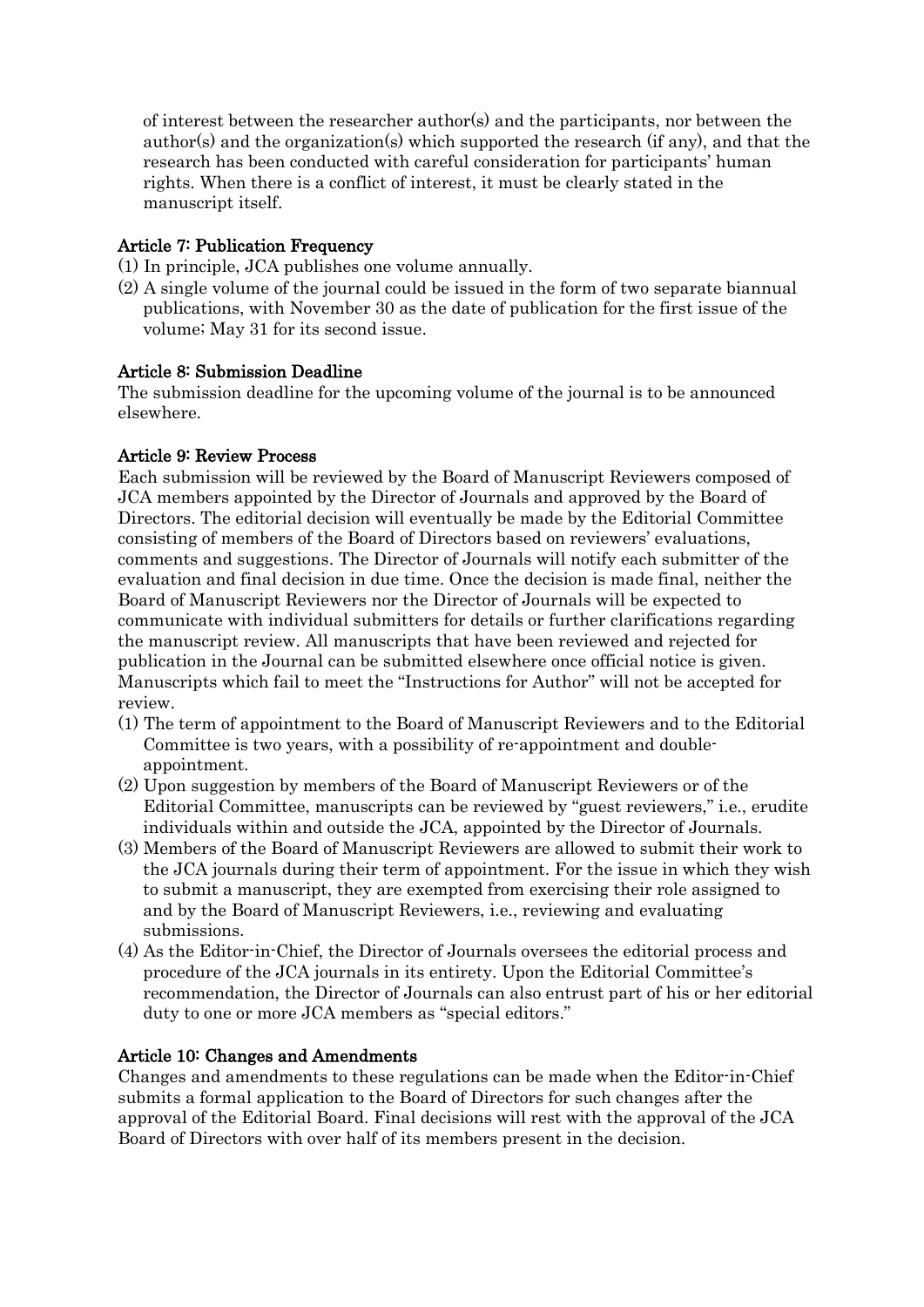of interest between the researcher author(s) and the participants, nor between the author(s) and the organization(s) which supported the research (if any), and that the research has been conducted with careful consideration for participants' human rights. When there is a conflict of interest, it must be clearly stated in the manuscript itself.

### Article 7: Publication Frequency

(1) In principle, JCA publishes one volume annually.

(2) A single volume of the journal could be issued in the form of two separate biannual publications, with November 30 as the date of publication for the first issue of the volume; May 31 for its second issue.

### Article 8: Submission Deadline

The submission deadline for the upcoming volume of the journal is to be announced elsewhere.

### Article 9: Review Process

Each submission will be reviewed by the Board of Manuscript Reviewers composed of JCA members appointed by the Director of Journals and approved by the Board of Directors. The editorial decision will eventually be made by the Editorial Committee consisting of members of the Board of Directors based on reviewers' evaluations, comments and suggestions. The Director of Journals will notify each submitter of the evaluation and final decision in due time. Once the decision is made final, neither the Board of Manuscript Reviewers nor the Director of Journals will be expected to communicate with individual submitters for details or further clarifications regarding the manuscript review. All manuscripts that have been reviewed and rejected for publication in the Journal can be submitted elsewhere once official notice is given. Manuscripts which fail to meet the "Instructions for Author" will not be accepted for review.

(1) The term of appointment to the Board of Manuscript Reviewers and to the Editorial Committee is two years, with a possibility of re-appointment and double-appointment.

(2) Upon suggestion by members of the Board of Manuscript Reviewers or of the Editorial Committee, manuscripts can be reviewed by "guest reviewers," i.e., erudite individuals within and outside the JCA, appointed by the Director of Journals.

(3) Members of the Board of Manuscript Reviewers are allowed to submit their work to the JCA journals during their term of appointment. For the issue in which they wish to submit a manuscript, they are exempted from exercising their role assigned to and by the Board of Manuscript Reviewers, i.e., reviewing and evaluating submissions.

(4) As the Editor-in-Chief, the Director of Journals oversees the editorial process and procedure of the JCA journals in its entirety. Upon the Editorial Committee's recommendation, the Director of Journals can also entrust part of his or her editorial duty to one or more JCA members as "special editors."

### Article 10: Changes and Amendments

Changes and amendments to these regulations can be made when the Editor-in-Chief submits a formal application to the Board of Directors for such changes after the approval of the Editorial Board. Final decisions will rest with the approval of the JCA Board of Directors with over half of its members present in the decision.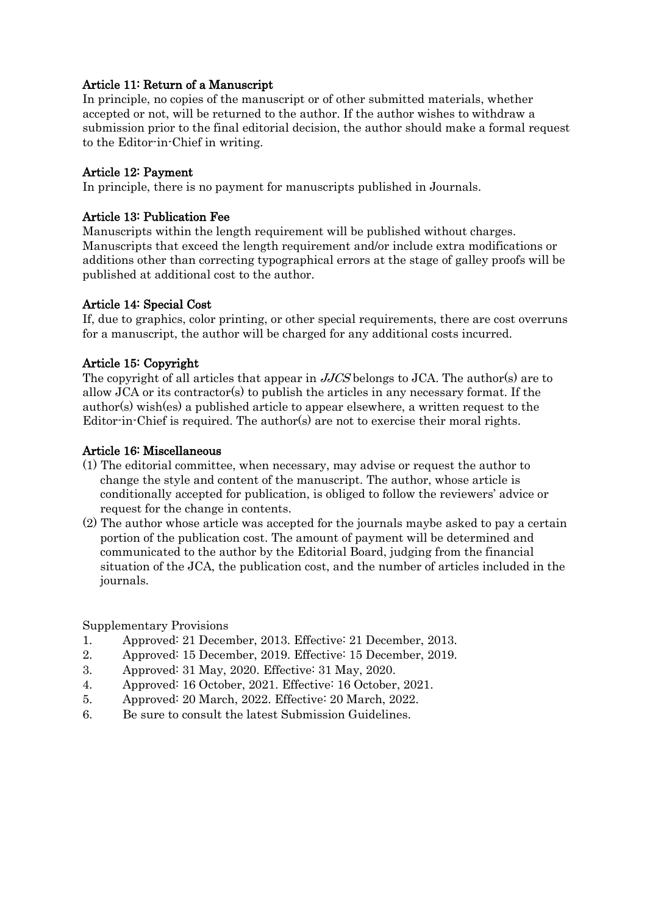### Article 11: Return of a Manuscript

In principle, no copies of the manuscript or of other submitted materials, whether accepted or not, will be returned to the author. If the author wishes to withdraw a submission prior to the final editorial decision, the author should make a formal request to the Editor-in-Chief in writing.

### Article 12: Payment

In principle, there is no payment for manuscripts published in Journals.

### Article 13: Publication Fee

Manuscripts within the length requirement will be published without charges. Manuscripts that exceed the length requirement and/or include extra modifications or additions other than correcting typographical errors at the stage of galley proofs will be published at additional cost to the author.

### Article 14: Special Cost

If, due to graphics, color printing, or other special requirements, there are cost overruns for a manuscript, the author will be charged for any additional costs incurred.

### Article 15: Copyright

The copyright of all articles that appear in *JJCS* belongs to JCA. The author(s) are to allow JCA or its contractor(s) to publish the articles in any necessary format. If the author(s) wish(es) a published article to appear elsewhere, a written request to the Editor-in-Chief is required. The author(s) are not to exercise their moral rights.

### Article 16: Miscellaneous

(1) The editorial committee, when necessary, may advise or request the author to change the style and content of the manuscript. The author, whose article is conditionally accepted for publication, is obliged to follow the reviewers' advice or request for the change in contents.

(2) The author whose article was accepted for the journals maybe asked to pay a certain portion of the publication cost. The amount of payment will be determined and communicated to the author by the Editorial Board, judging from the financial situation of the JCA, the publication cost, and the number of articles included in the journals.

Supplementary Provisions

1. Approved: 21 December, 2013. Effective: 21 December, 2013.
2. Approved: 15 December, 2019. Effective: 15 December, 2019.
3. Approved: 31 May, 2020. Effective: 31 May, 2020.
4. Approved: 16 October, 2021. Effective: 16 October, 2021.
5. Approved: 20 March, 2022. Effective: 20 March, 2022.
6. Be sure to consult the latest Submission Guidelines.